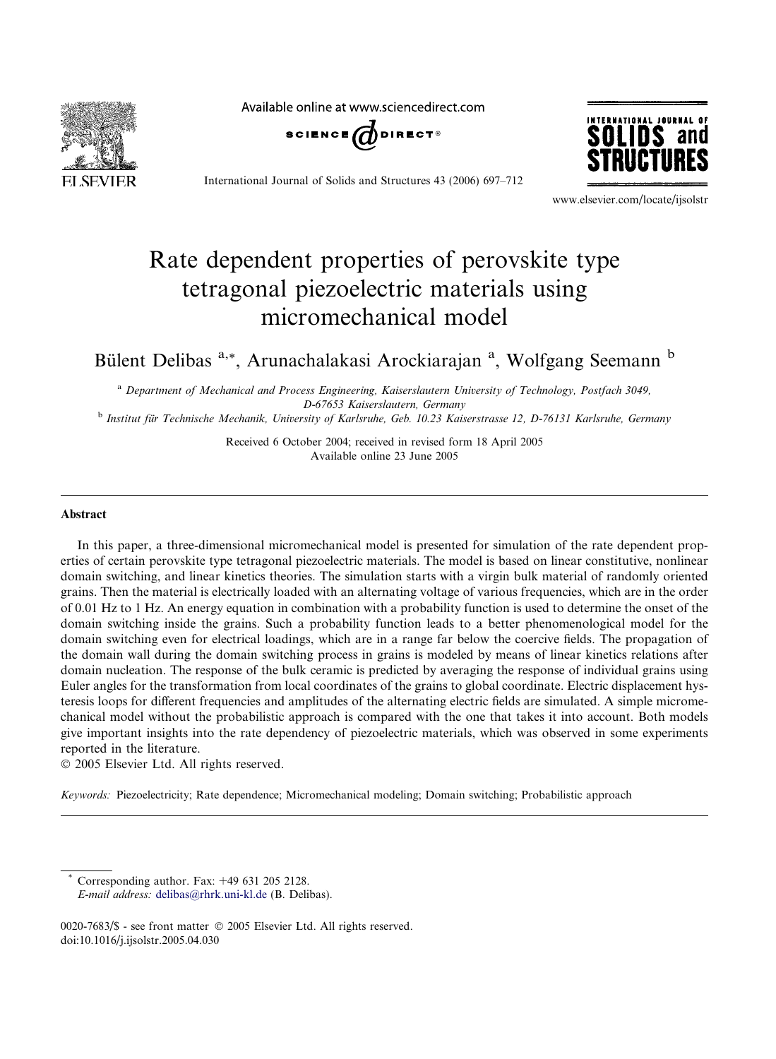# Rate dependent properties of perovskite type tetragonal piezoelectric materials using micromechanical model

Bülent Delibas [a,*], Arunachalakasi Arockiarajan [a], Wolfgang Seemann [b]

[a] *Department of Mechanical and Process Engineering, Kaiserslautern University of Technology, Postfach 3049, D-67653 Kaiserslautern, Germany*

[b] *Institut für Technische Mechanik, University of Karlsruhe, Geb. 10.23 Kaiserstrasse 12, D-76131 Karlsruhe, Germany*

Received 6 October 2004; received in revised form 18 April 2005
Available online 23 June 2005

## Abstract

In this paper, a three-dimensional micromechanical model is presented for simulation of the rate dependent properties of certain perovskite type tetragonal piezoelectric materials. The model is based on linear constitutive, nonlinear domain switching, and linear kinetics theories. The simulation starts with a virgin bulk material of randomly oriented grains. Then the material is electrically loaded with an alternating voltage of various frequencies, which are in the order of 0.01 Hz to 1 Hz. An energy equation in combination with a probability function is used to determine the onset of the domain switching inside the grains. Such a probability function leads to a better phenomenological model for the domain switching even for electrical loadings, which are in a range far below the coercive fields. The propagation of the domain wall during the domain switching process in grains is modeled by means of linear kinetics relations after domain nucleation. The response of the bulk ceramic is predicted by averaging the response of individual grains using Euler angles for the transformation from local coordinates of the grains to global coordinate. Electric displacement hysteresis loops for different frequencies and amplitudes of the alternating electric fields are simulated. A simple micromechanical model without the probabilistic approach is compared with the one that takes it into account. Both models give important insights into the rate dependency of piezoelectric materials, which was observed in some experiments reported in the literature.

© 2005 Elsevier Ltd. All rights reserved.

*Keywords:* Piezoelectricity; Rate dependence; Micromechanical modeling; Domain switching; Probabilistic approach

---

\* Corresponding author. Fax: +49 631 205 2128.
*E-mail address:* delibas@rhrk.uni-kl.de (B. Delibas).

0020-7683/$ - see front matter © 2005 Elsevier Ltd. All rights reserved.
doi:10.1016/j.ijsolstr.2005.04.030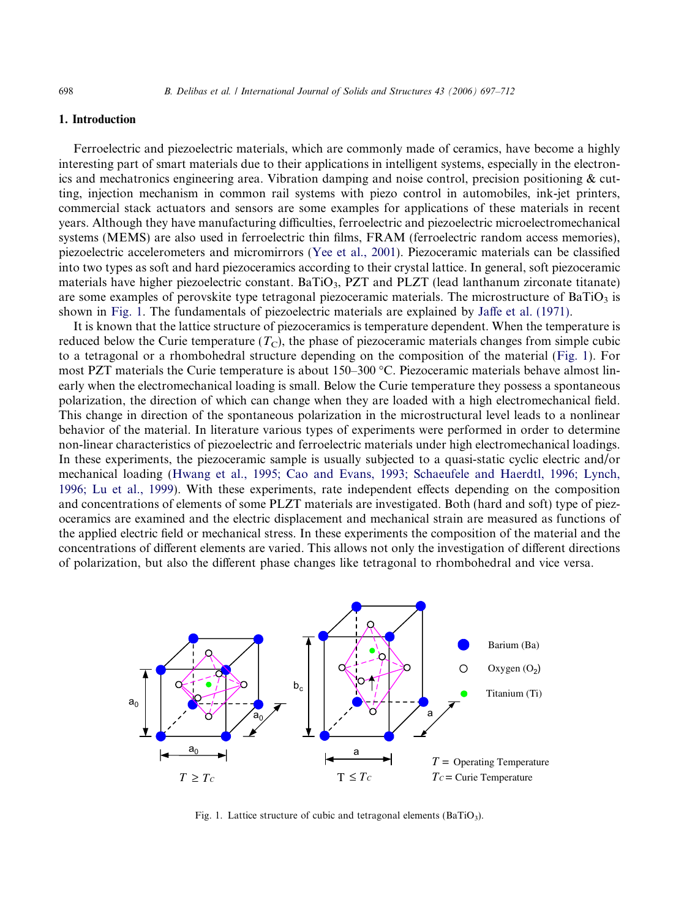## 1. Introduction

Ferroelectric and piezoelectric materials, which are commonly made of ceramics, have become a highly interesting part of smart materials due to their applications in intelligent systems, especially in the electronics and mechatronics engineering area. Vibration damping and noise control, precision positioning & cutting, injection mechanism in common rail systems with piezo control in automobiles, ink-jet printers, commercial stack actuators and sensors are some examples for applications of these materials in recent years. Although they have manufacturing difficulties, ferroelectric and piezoelectric microelectromechanical systems (MEMS) are also used in ferroelectric thin films, FRAM (ferroelectric random access memories), piezoelectric accelerometers and micromirrors (Yee et al., 2001). Piezoceramic materials can be classified into two types as soft and hard piezoceramics according to their crystal lattice. In general, soft piezoceramic materials have higher piezoelectric constant. $BaTiO_3$, PZT and PLZT (lead lanthanum zirconate titanate) are some examples of perovskite type tetragonal piezoceramic materials. The microstructure of $BaTiO_3$ is shown in Fig. 1. The fundamentals of piezoelectric materials are explained by Jaffe et al. (1971).

It is known that the lattice structure of piezoceramics is temperature dependent. When the temperature is reduced below the Curie temperature ($T_C$), the phase of piezoceramic materials changes from simple cubic to a tetragonal or a rhombohedral structure depending on the composition of the material (Fig. 1). For most PZT materials the Curie temperature is about 150–300 °C. Piezoceramic materials behave almost linearly when the electromechanical loading is small. Below the Curie temperature they possess a spontaneous polarization, the direction of which can change when they are loaded with a high electromechanical field. This change in direction of the spontaneous polarization in the microstructural level leads to a nonlinear behavior of the material. In literature various types of experiments were performed in order to determine non-linear characteristics of piezoelectric and ferroelectric materials under high electromechanical loadings. In these experiments, the piezoceramic sample is usually subjected to a quasi-static cyclic electric and/or mechanical loading (Hwang et al., 1995; Cao and Evans, 1993; Schaeufele and Haerdtl, 1996; Lynch, 1996; Lu et al., 1999). With these experiments, rate independent effects depending on the composition and concentrations of elements of some PLZT materials are investigated. Both (hard and soft) type of piezoceramics are examined and the electric displacement and mechanical strain are measured as functions of the applied electric field or mechanical stress. In these experiments the composition of the material and the concentrations of different elements are varied. This allows not only the investigation of different directions of polarization, but also the different phase changes like tetragonal to rhombohedral and vice versa.

Fig. 1. Lattice structure of cubic and tetragonal elements ($BaTiO_3$).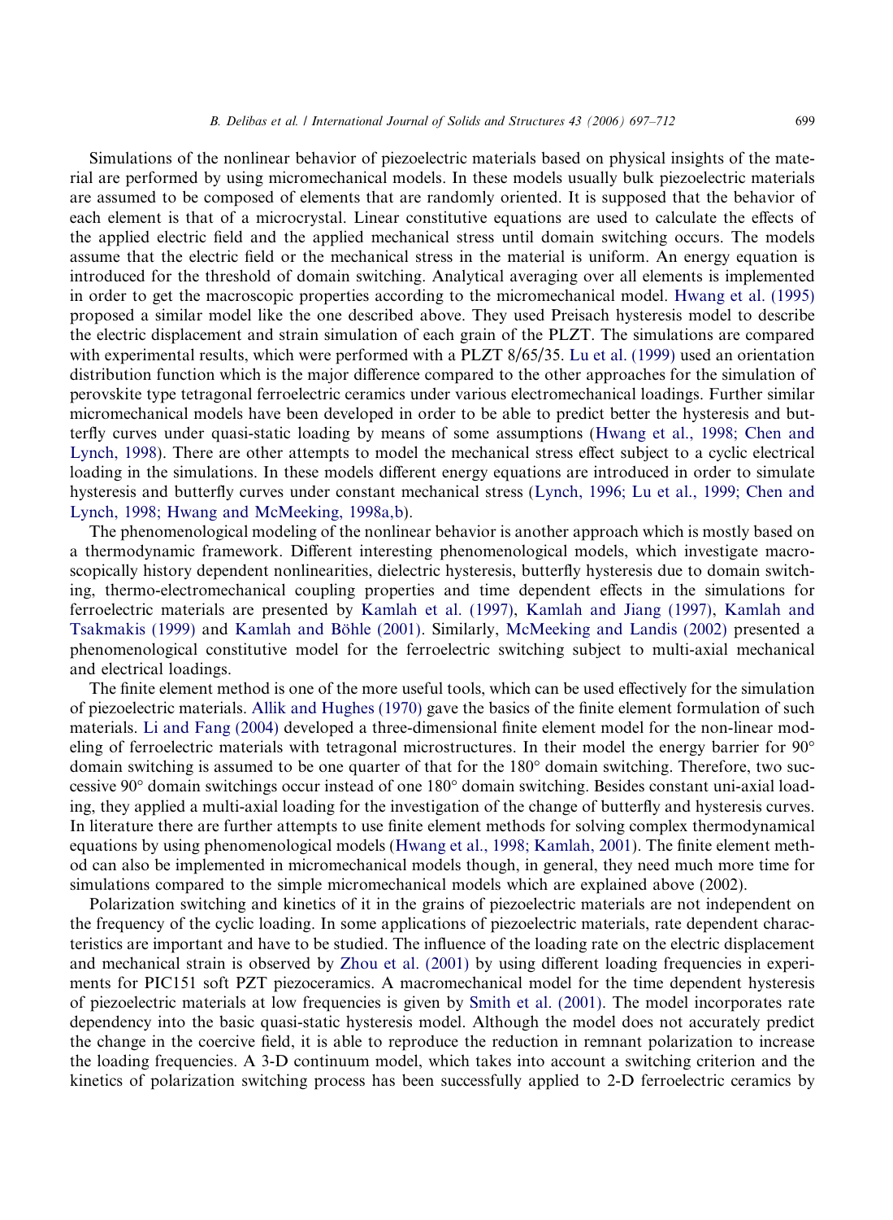Simulations of the nonlinear behavior of piezoelectric materials based on physical insights of the material are performed by using micromechanical models. In these models usually bulk piezoelectric materials are assumed to be composed of elements that are randomly oriented. It is supposed that the behavior of each element is that of a microcrystal. Linear constitutive equations are used to calculate the effects of the applied electric field and the applied mechanical stress until domain switching occurs. The models assume that the electric field or the mechanical stress in the material is uniform. An energy equation is introduced for the threshold of domain switching. Analytical averaging over all elements is implemented in order to get the macroscopic properties according to the micromechanical model. Hwang et al. (1995) proposed a similar model like the one described above. They used Preisach hysteresis model to describe the electric displacement and strain simulation of each grain of the PLZT. The simulations are compared with experimental results, which were performed with a PLZT 8/65/35. Lu et al. (1999) used an orientation distribution function which is the major difference compared to the other approaches for the simulation of perovskite type tetragonal ferroelectric ceramics under various electromechanical loadings. Further similar micromechanical models have been developed in order to be able to predict better the hysteresis and butterfly curves under quasi-static loading by means of some assumptions (Hwang et al., 1998; Chen and Lynch, 1998). There are other attempts to model the mechanical stress effect subject to a cyclic electrical loading in the simulations. In these models different energy equations are introduced in order to simulate hysteresis and butterfly curves under constant mechanical stress (Lynch, 1996; Lu et al., 1999; Chen and Lynch, 1998; Hwang and McMeeking, 1998a,b).

The phenomenological modeling of the nonlinear behavior is another approach which is mostly based on a thermodynamic framework. Different interesting phenomenological models, which investigate macroscopically history dependent nonlinearities, dielectric hysteresis, butterfly hysteresis due to domain switching, thermo-electromechanical coupling properties and time dependent effects in the simulations for ferroelectric materials are presented by Kamlah et al. (1997), Kamlah and Jiang (1997), Kamlah and Tsakmakis (1999) and Kamlah and Böhle (2001). Similarly, McMeeking and Landis (2002) presented a phenomenological constitutive model for the ferroelectric switching subject to multi-axial mechanical and electrical loadings.

The finite element method is one of the more useful tools, which can be used effectively for the simulation of piezoelectric materials. Allik and Hughes (1970) gave the basics of the finite element formulation of such materials. Li and Fang (2004) developed a three-dimensional finite element model for the non-linear modeling of ferroelectric materials with tetragonal microstructures. In their model the energy barrier for 90° domain switching is assumed to be one quarter of that for the 180° domain switching. Therefore, two successive 90° domain switchings occur instead of one 180° domain switching. Besides constant uni-axial loading, they applied a multi-axial loading for the investigation of the change of butterfly and hysteresis curves. In literature there are further attempts to use finite element methods for solving complex thermodynamical equations by using phenomenological models (Hwang et al., 1998; Kamlah, 2001). The finite element method can also be implemented in micromechanical models though, in general, they need much more time for simulations compared to the simple micromechanical models which are explained above (2002).

Polarization switching and kinetics of it in the grains of piezoelectric materials are not independent on the frequency of the cyclic loading. In some applications of piezoelectric materials, rate dependent characteristics are important and have to be studied. The influence of the loading rate on the electric displacement and mechanical strain is observed by Zhou et al. (2001) by using different loading frequencies in experiments for PIC151 soft PZT piezoceramics. A macromechanical model for the time dependent hysteresis of piezoelectric materials at low frequencies is given by Smith et al. (2001). The model incorporates rate dependency into the basic quasi-static hysteresis model. Although the model does not accurately predict the change in the coercive field, it is able to reproduce the reduction in remnant polarization to increase the loading frequencies. A 3-D continuum model, which takes into account a switching criterion and the kinetics of polarization switching process has been successfully applied to 2-D ferroelectric ceramics by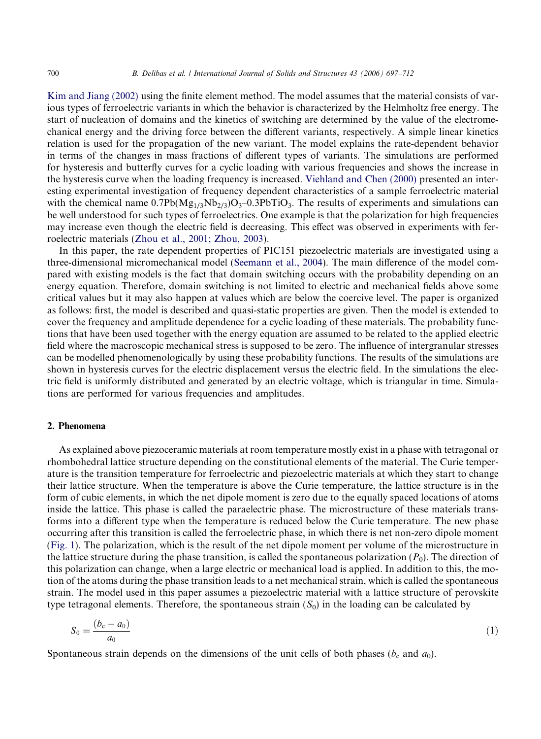Kim and Jiang (2002) using the finite element method. The model assumes that the material consists of various types of ferroelectric variants in which the behavior is characterized by the Helmholtz free energy. The start of nucleation of domains and the kinetics of switching are determined by the value of the electromechanical energy and the driving force between the different variants, respectively. A simple linear kinetics relation is used for the propagation of the new variant. The model explains the rate-dependent behavior in terms of the changes in mass fractions of different types of variants. The simulations are performed for hysteresis and butterfly curves for a cyclic loading with various frequencies and shows the increase in the hysteresis curve when the loading frequency is increased. Viehland and Chen (2000) presented an interesting experimental investigation of frequency dependent characteristics of a sample ferroelectric material with the chemical name $0.7Pb(Mg_{1/3}Nb_{2/3})O_3$–$0.3PbTiO_3$. The results of experiments and simulations can be well understood for such types of ferroelectrics. One example is that the polarization for high frequencies may increase even though the electric field is decreasing. This effect was observed in experiments with ferroelectric materials (Zhou et al., 2001; Zhou, 2003).

In this paper, the rate dependent properties of PIC151 piezoelectric materials are investigated using a three-dimensional micromechanical model (Seemann et al., 2004). The main difference of the model compared with existing models is the fact that domain switching occurs with the probability depending on an energy equation. Therefore, domain switching is not limited to electric and mechanical fields above some critical values but it may also happen at values which are below the coercive level. The paper is organized as follows: first, the model is described and quasi-static properties are given. Then the model is extended to cover the frequency and amplitude dependence for a cyclic loading of these materials. The probability functions that have been used together with the energy equation are assumed to be related to the applied electric field where the macroscopic mechanical stress is supposed to be zero. The influence of intergranular stresses can be modelled phenomenologically by using these probability functions. The results of the simulations are shown in hysteresis curves for the electric displacement versus the electric field. In the simulations the electric field is uniformly distributed and generated by an electric voltage, which is triangular in time. Simulations are performed for various frequencies and amplitudes.

## 2. Phenomena

As explained above piezoceramic materials at room temperature mostly exist in a phase with tetragonal or rhombohedral lattice structure depending on the constitutional elements of the material. The Curie temperature is the transition temperature for ferroelectric and piezoelectric materials at which they start to change their lattice structure. When the temperature is above the Curie temperature, the lattice structure is in the form of cubic elements, in which the net dipole moment is zero due to the equally spaced locations of atoms inside the lattice. This phase is called the paraelectric phase. The microstructure of these materials transforms into a different type when the temperature is reduced below the Curie temperature. The new phase occurring after this transition is called the ferroelectric phase, in which there is net non-zero dipole moment (Fig. 1). The polarization, which is the result of the net dipole moment per volume of the microstructure in the lattice structure during the phase transition, is called the spontaneous polarization ($P_0$). The direction of this polarization can change, when a large electric or mechanical load is applied. In addition to this, the motion of the atoms during the phase transition leads to a net mechanical strain, which is called the spontaneous strain. The model used in this paper assumes a piezoelectric material with a lattice structure of perovskite type tetragonal elements. Therefore, the spontaneous strain ($S_0$) in the loading can be calculated by

$$S_0 = \frac{(b_c - a_0)}{a_0} \tag{1}$$

Spontaneous strain depends on the dimensions of the unit cells of both phases ($b_c$ and $a_0$).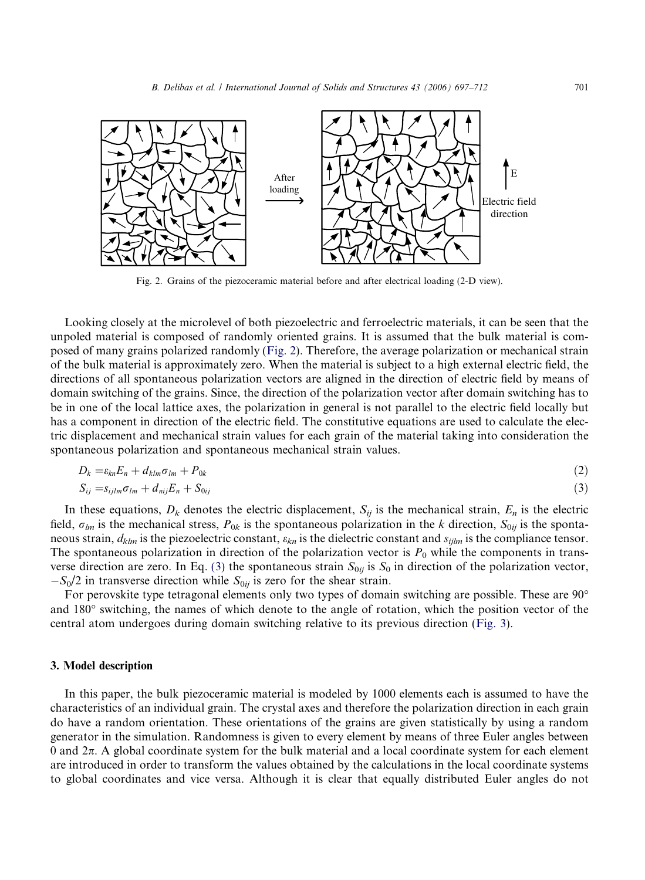Fig. 2. Grains of the piezoceramic material before and after electrical loading (2-D view).

Looking closely at the microlevel of both piezoelectric and ferroelectric materials, it can be seen that the unpoled material is composed of randomly oriented grains. It is assumed that the bulk material is composed of many grains polarized randomly (Fig. 2). Therefore, the average polarization or mechanical strain of the bulk material is approximately zero. When the material is subject to a high external electric field, the directions of all spontaneous polarization vectors are aligned in the direction of electric field by means of domain switching of the grains. Since, the direction of the polarization vector after domain switching has to be in one of the local lattice axes, the polarization in general is not parallel to the electric field locally but has a component in direction of the electric field. The constitutive equations are used to calculate the electric displacement and mechanical strain values for each grain of the material taking into consideration the spontaneous polarization and spontaneous mechanical strain values.

$$D_k = \varepsilon_{kn} E_n + d_{klm} \sigma_{lm} + P_{0k} \tag{2}$$

$$S_{ij} = s_{ijlm} \sigma_{lm} + d_{nij} E_n + S_{0ij} \tag{3}$$

In these equations, $D_k$ denotes the electric displacement, $S_{ij}$ is the mechanical strain, $E_n$ is the electric field, $\sigma_{lm}$ is the mechanical stress, $P_{0k}$ is the spontaneous polarization in the $k$ direction, $S_{0ij}$ is the spontaneous strain, $d_{klm}$ is the piezoelectric constant, $\varepsilon_{kn}$ is the dielectric constant and $s_{ijlm}$ is the compliance tensor. The spontaneous polarization in direction of the polarization vector is $P_0$ while the components in transverse direction are zero. In Eq. (3) the spontaneous strain $S_{0ij}$ is $S_0$ in direction of the polarization vector, $-S_0/2$ in transverse direction while $S_{0ij}$ is zero for the shear strain.

For perovskite type tetragonal elements only two types of domain switching are possible. These are 90° and 180° switching, the names of which denote to the angle of rotation, which the position vector of the central atom undergoes during domain switching relative to its previous direction (Fig. 3).

## 3. Model description

In this paper, the bulk piezoceramic material is modeled by 1000 elements each is assumed to have the characteristics of an individual grain. The crystal axes and therefore the polarization direction in each grain do have a random orientation. These orientations of the grains are given statistically by using a random generator in the simulation. Randomness is given to every element by means of three Euler angles between 0 and $2\pi$. A global coordinate system for the bulk material and a local coordinate system for each element are introduced in order to transform the values obtained by the calculations in the local coordinate systems to global coordinates and vice versa. Although it is clear that equally distributed Euler angles do not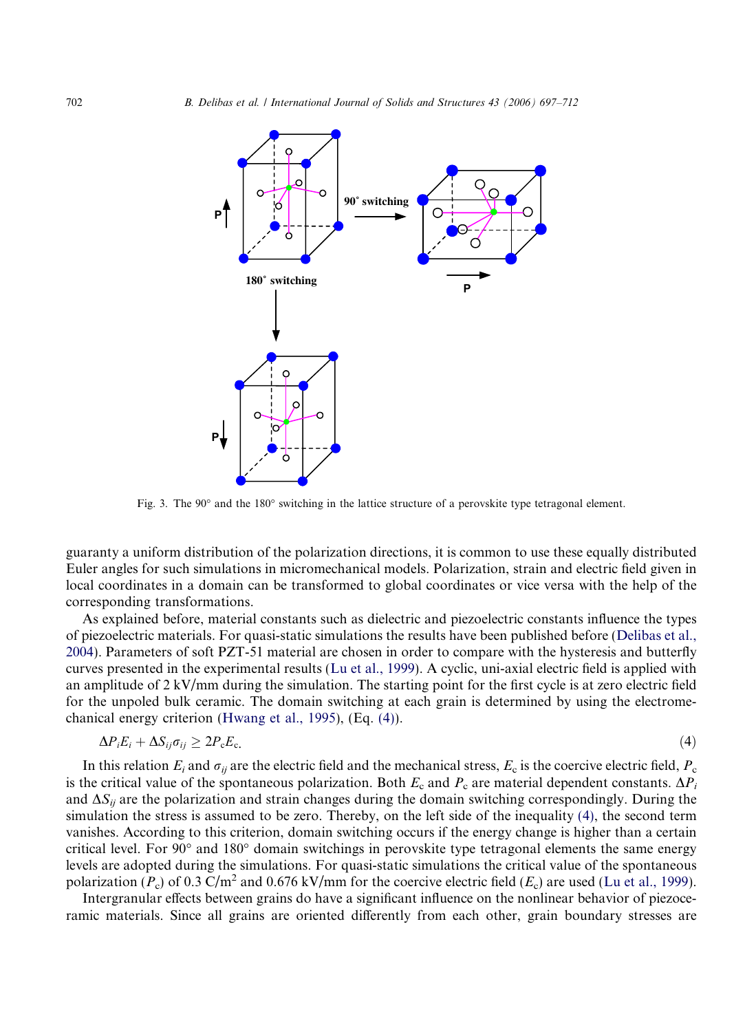Fig. 3. The 90° and the 180° switching in the lattice structure of a perovskite type tetragonal element.

guaranty a uniform distribution of the polarization directions, it is common to use these equally distributed Euler angles for such simulations in micromechanical models. Polarization, strain and electric field given in local coordinates in a domain can be transformed to global coordinates or vice versa with the help of the corresponding transformations.

As explained before, material constants such as dielectric and piezoelectric constants influence the types of piezoelectric materials. For quasi-static simulations the results have been published before (Delibas et al., 2004). Parameters of soft PZT-51 material are chosen in order to compare with the hysteresis and butterfly curves presented in the experimental results (Lu et al., 1999). A cyclic, uni-axial electric field is applied with an amplitude of 2 kV/mm during the simulation. The starting point for the first cycle is at zero electric field for the unpoled bulk ceramic. The domain switching at each grain is determined by using the electromechanical energy criterion (Hwang et al., 1995), (Eq. (4)).

$$\Delta P_i E_i + \Delta S_{ij} \sigma_{ij} \geq 2 P_c E_c. \tag{4}$$

In this relation $E_i$ and $\sigma_{ij}$ are the electric field and the mechanical stress, $E_c$ is the coercive electric field, $P_c$ is the critical value of the spontaneous polarization. Both $E_c$ and $P_c$ are material dependent constants. $\Delta P_i$ and $\Delta S_{ij}$ are the polarization and strain changes during the domain switching correspondingly. During the simulation the stress is assumed to be zero. Thereby, on the left side of the inequality (4), the second term vanishes. According to this criterion, domain switching occurs if the energy change is higher than a certain critical level. For 90° and 180° domain switchings in perovskite type tetragonal elements the same energy levels are adopted during the simulations. For quasi-static simulations the critical value of the spontaneous polarization ($P_c$) of 0.3 C/m$^2$ and 0.676 kV/mm for the coercive electric field ($E_c$) are used (Lu et al., 1999).

Intergranular effects between grains do have a significant influence on the nonlinear behavior of piezoceramic materials. Since all grains are oriented differently from each other, grain boundary stresses are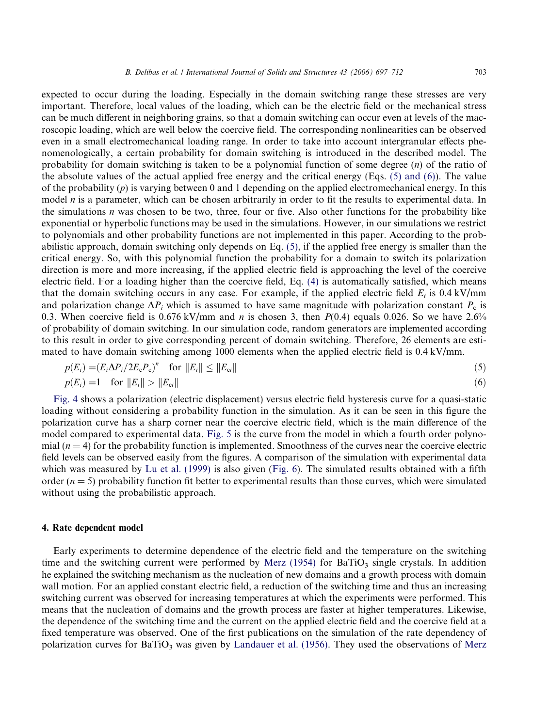expected to occur during the loading. Especially in the domain switching range these stresses are very important. Therefore, local values of the loading, which can be the electric field or the mechanical stress can be much different in neighboring grains, so that a domain switching can occur even at levels of the macroscopic loading, which are well below the coercive field. The corresponding nonlinearities can be observed even in a small electromechanical loading range. In order to take into account intergranular effects phenomenologically, a certain probability for domain switching is introduced in the described model. The probability for domain switching is taken to be a polynomial function of some degree ($n$) of the ratio of the absolute values of the actual applied free energy and the critical energy (Eqs. (5) and (6)). The value of the probability ($p$) is varying between 0 and 1 depending on the applied electromechanical energy. In this model $n$ is a parameter, which can be chosen arbitrarily in order to fit the results to experimental data. In the simulations $n$ was chosen to be two, three, four or five. Also other functions for the probability like exponential or hyperbolic functions may be used in the simulations. However, in our simulations we restrict to polynomials and other probability functions are not implemented in this paper. According to the probabilistic approach, domain switching only depends on Eq. (5), if the applied free energy is smaller than the critical energy. So, with this polynomial function the probability for a domain to switch its polarization direction is more and more increasing, if the applied electric field is approaching the level of the coercive electric field. For a loading higher than the coercive field, Eq. (4) is automatically satisfied, which means that the domain switching occurs in any case. For example, if the applied electric field $E_i$ is 0.4 kV/mm and polarization change $\Delta P_i$ which is assumed to have same magnitude with polarization constant $P_c$ is 0.3. When coercive field is 0.676 kV/mm and $n$ is chosen 3, then $P(0.4)$ equals 0.026. So we have 2.6% of probability of domain switching. In our simulation code, random generators are implemented according to this result in order to give corresponding percent of domain switching. Therefore, 26 elements are estimated to have domain switching among 1000 elements when the applied electric field is 0.4 kV/mm.

$$p(E_i) = (E_i \Delta P_i / 2E_c P_c)^n \quad \text{for } \|E_i\| \leq \|E_{ci}\| \tag{5}$$

$$p(E_i) = 1 \quad \text{for } \|E_i\| > \|E_{ci}\| \tag{6}$$

Fig. 4 shows a polarization (electric displacement) versus electric field hysteresis curve for a quasi-static loading without considering a probability function in the simulation. As it can be seen in this figure the polarization curve has a sharp corner near the coercive electric field, which is the main difference of the model compared to experimental data. Fig. 5 is the curve from the model in which a fourth order polynomial ($n = 4$) for the probability function is implemented. Smoothness of the curves near the coercive electric field levels can be observed easily from the figures. A comparison of the simulation with experimental data which was measured by Lu et al. (1999) is also given (Fig. 6). The simulated results obtained with a fifth order ($n = 5$) probability function fit better to experimental results than those curves, which were simulated without using the probabilistic approach.

## 4. Rate dependent model

Early experiments to determine dependence of the electric field and the temperature on the switching time and the switching current were performed by Merz (1954) for $BaTiO_3$ single crystals. In addition he explained the switching mechanism as the nucleation of new domains and a growth process with domain wall motion. For an applied constant electric field, a reduction of the switching time and thus an increasing switching current was observed for increasing temperatures at which the experiments were performed. This means that the nucleation of domains and the growth process are faster at higher temperatures. Likewise, the dependence of the switching time and the current on the applied electric field and the coercive field at a fixed temperature was observed. One of the first publications on the simulation of the rate dependency of polarization curves for $BaTiO_3$ was given by Landauer et al. (1956). They used the observations of Merz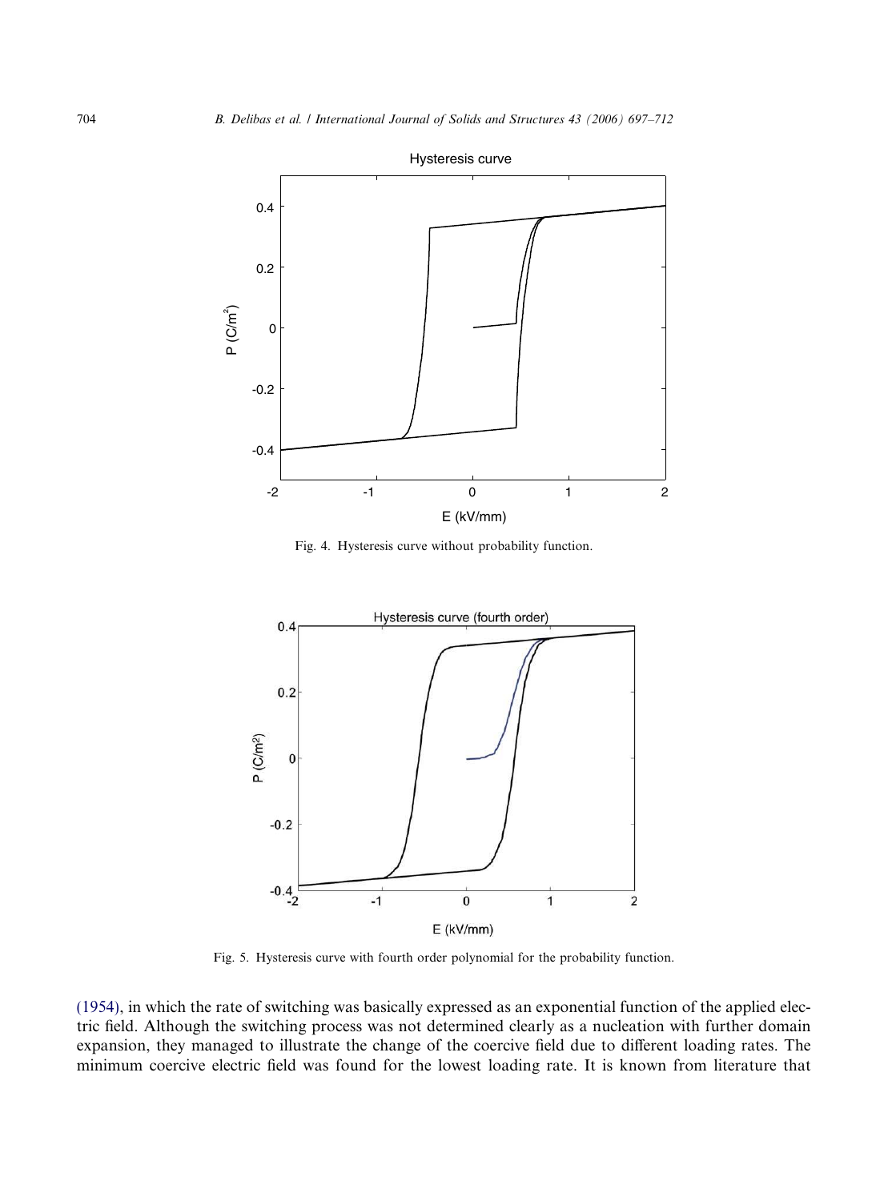Fig. 4. Hysteresis curve without probability function.

Fig. 5. Hysteresis curve with fourth order polynomial for the probability function.

(1954), in which the rate of switching was basically expressed as an exponential function of the applied electric field. Although the switching process was not determined clearly as a nucleation with further domain expansion, they managed to illustrate the change of the coercive field due to different loading rates. The minimum coercive electric field was found for the lowest loading rate. It is known from literature that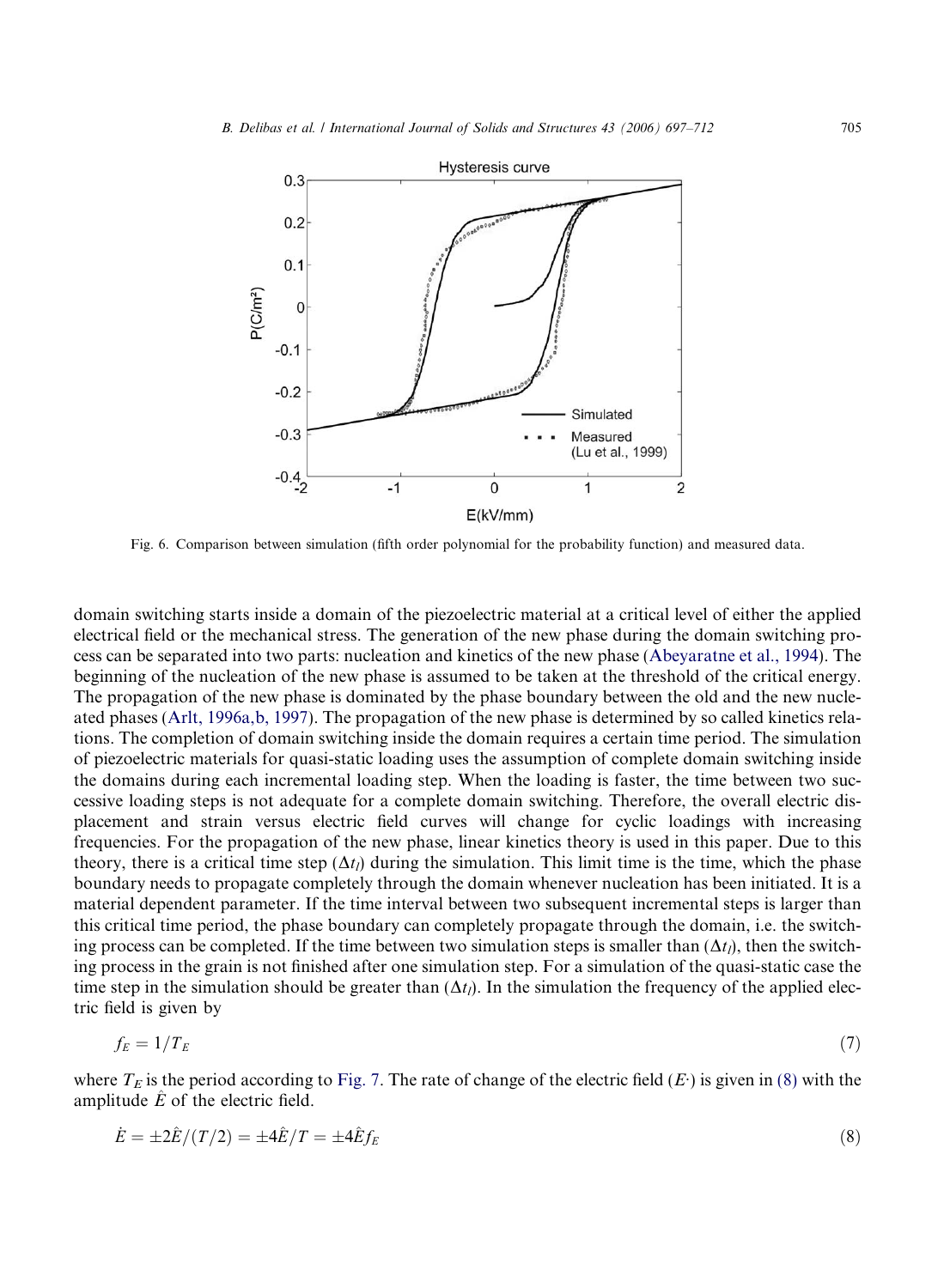Fig. 6. Comparison between simulation (fifth order polynomial for the probability function) and measured data.

domain switching starts inside a domain of the piezoelectric material at a critical level of either the applied electrical field or the mechanical stress. The generation of the new phase during the domain switching process can be separated into two parts: nucleation and kinetics of the new phase (Abeyaratne et al., 1994). The beginning of the nucleation of the new phase is assumed to be taken at the threshold of the critical energy. The propagation of the new phase is dominated by the phase boundary between the old and the new nucleated phases (Arlt, 1996a,b, 1997). The propagation of the new phase is determined by so called kinetics relations. The completion of domain switching inside the domain requires a certain time period. The simulation of piezoelectric materials for quasi-static loading uses the assumption of complete domain switching inside the domains during each incremental loading step. When the loading is faster, the time between two successive loading steps is not adequate for a complete domain switching. Therefore, the overall electric displacement and strain versus electric field curves will change for cyclic loadings with increasing frequencies. For the propagation of the new phase, linear kinetics theory is used in this paper. Due to this theory, there is a critical time step ($\Delta t_l$) during the simulation. This limit time is the time, which the phase boundary needs to propagate completely through the domain whenever nucleation has been initiated. It is a material dependent parameter. If the time interval between two subsequent incremental steps is larger than this critical time period, the phase boundary can completely propagate through the domain, i.e. the switching process can be completed. If the time between two simulation steps is smaller than ($\Delta t_l$), then the switching process in the grain is not finished after one simulation step. For a simulation of the quasi-static case the time step in the simulation should be greater than ($\Delta t_l$). In the simulation the frequency of the applied electric field is given by

$$f_E = 1/T_E \tag{7}$$

where $T_E$ is the period according to Fig. 7. The rate of change of the electric field ($E^{\cdot}$) is given in (8) with the amplitude $\hat{E}$ of the electric field.

$$\dot{E} = \pm 2\hat{E}/(T/2) = \pm 4\hat{E}/T = \pm 4\hat{E}f_E \tag{8}$$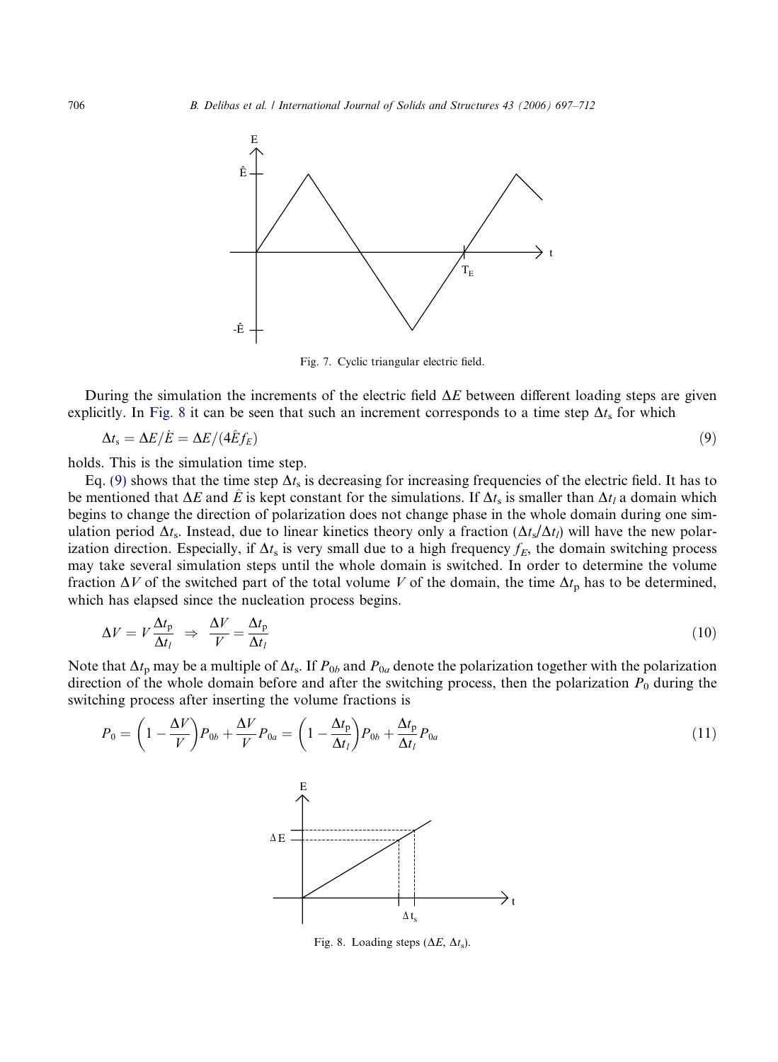Fig. 7. Cyclic triangular electric field.

During the simulation the increments of the electric field $\Delta E$ between different loading steps are given explicitly. In Fig. 8 it can be seen that such an increment corresponds to a time step $\Delta t_s$ for which

$$\Delta t_s = \Delta E / \dot{E} = \Delta E / (4\hat{E} f_E) \tag{9}$$

holds. This is the simulation time step.

Eq. (9) shows that the time step $\Delta t_s$ is decreasing for increasing frequencies of the electric field. It has to be mentioned that $\Delta E$ and $\hat{E}$ is kept constant for the simulations. If $\Delta t_s$ is smaller than $\Delta t_l$ a domain which begins to change the direction of polarization does not change phase in the whole domain during one simulation period $\Delta t_s$. Instead, due to linear kinetics theory only a fraction $(\Delta t_s / \Delta t_l)$ will have the new polarization direction. Especially, if $\Delta t_s$ is very small due to a high frequency $f_E$, the domain switching process may take several simulation steps until the whole domain is switched. In order to determine the volume fraction $\Delta V$ of the switched part of the total volume $V$ of the domain, the time $\Delta t_p$ has to be determined, which has elapsed since the nucleation process begins.

$$\Delta V = V \frac{\Delta t_p}{\Delta t_l} \;\; \Rightarrow \;\; \frac{\Delta V}{V} = \frac{\Delta t_p}{\Delta t_l} \tag{10}$$

Note that $\Delta t_p$ may be a multiple of $\Delta t_s$. If $P_{0b}$ and $P_{0a}$ denote the polarization together with the polarization direction of the whole domain before and after the switching process, then the polarization $P_0$ during the switching process after inserting the volume fractions is

$$P_0 = \left(1 - \frac{\Delta V}{V}\right) P_{0b} + \frac{\Delta V}{V} P_{0a} = \left(1 - \frac{\Delta t_p}{\Delta t_l}\right) P_{0b} + \frac{\Delta t_p}{\Delta t_l} P_{0a} \tag{11}$$

Fig. 8. Loading steps ($\Delta E$, $\Delta t_s$).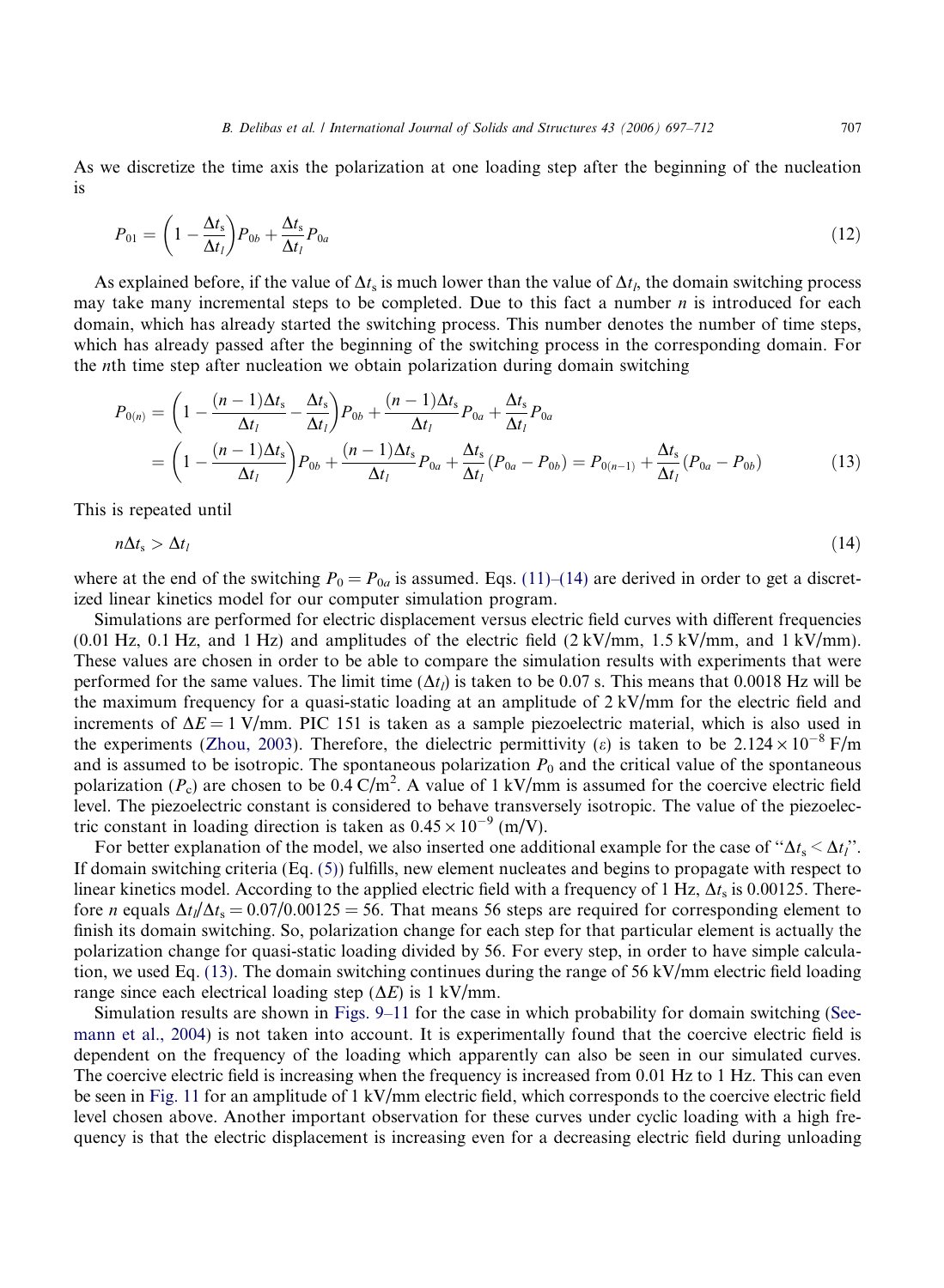As we discretize the time axis the polarization at one loading step after the beginning of the nucleation is

$$P_{01} = \left(1 - \frac{\Delta t_s}{\Delta t_l}\right) P_{0b} + \frac{\Delta t_s}{\Delta t_l} P_{0a} \tag{12}$$

As explained before, if the value of $\Delta t_s$ is much lower than the value of $\Delta t_l$, the domain switching process may take many incremental steps to be completed. Due to this fact a number $n$ is introduced for each domain, which has already started the switching process. This number denotes the number of time steps, which has already passed after the beginning of the switching process in the corresponding domain. For the $n$th time step after nucleation we obtain polarization during domain switching

$$\begin{aligned} P_{0(n)} &= \left(1 - \frac{(n-1)\Delta t_s}{\Delta t_l} - \frac{\Delta t_s}{\Delta t_l}\right) P_{0b} + \frac{(n-1)\Delta t_s}{\Delta t_l} P_{0a} + \frac{\Delta t_s}{\Delta t_l} P_{0a} \\ &= \left(1 - \frac{(n-1)\Delta t_s}{\Delta t_l}\right) P_{0b} + \frac{(n-1)\Delta t_s}{\Delta t_l} P_{0a} + \frac{\Delta t_s}{\Delta t_l}(P_{0a} - P_{0b}) = P_{0(n-1)} + \frac{\Delta t_s}{\Delta t_l}(P_{0a} - P_{0b}) \end{aligned} \tag{13}$$

This is repeated until

$$n\Delta t_s > \Delta t_l \tag{14}$$

where at the end of the switching $P_0 = P_{0a}$ is assumed. Eqs. (11)–(14) are derived in order to get a discretized linear kinetics model for our computer simulation program.

Simulations are performed for electric displacement versus electric field curves with different frequencies (0.01 Hz, 0.1 Hz, and 1 Hz) and amplitudes of the electric field (2 kV/mm, 1.5 kV/mm, and 1 kV/mm). These values are chosen in order to be able to compare the simulation results with experiments that were performed for the same values. The limit time ($\Delta t_l$) is taken to be 0.07 s. This means that 0.0018 Hz will be the maximum frequency for a quasi-static loading at an amplitude of 2 kV/mm for the electric field and increments of $\Delta E = 1$ V/mm. PIC 151 is taken as a sample piezoelectric material, which is also used in the experiments (Zhou, 2003). Therefore, the dielectric permittivity ($\varepsilon$) is taken to be $2.124 \times 10^{-8}$ F/m and is assumed to be isotropic. The spontaneous polarization $P_0$ and the critical value of the spontaneous polarization ($P_c$) are chosen to be 0.4 C/m$^2$. A value of 1 kV/mm is assumed for the coercive electric field level. The piezoelectric constant is considered to behave transversely isotropic. The value of the piezoelectric constant in loading direction is taken as $0.45 \times 10^{-9}$ (m/V).

For better explanation of the model, we also inserted one additional example for the case of "$\Delta t_s < \Delta t_l$". If domain switching criteria (Eq. (5)) fulfills, new element nucleates and begins to propagate with respect to linear kinetics model. According to the applied electric field with a frequency of 1 Hz, $\Delta t_s$ is 0.00125. Therefore $n$ equals $\Delta t_l/\Delta t_s = 0.07/0.00125 = 56$. That means 56 steps are required for corresponding element to finish its domain switching. So, polarization change for each step for that particular element is actually the polarization change for quasi-static loading divided by 56. For every step, in order to have simple calculation, we used Eq. (13). The domain switching continues during the range of 56 kV/mm electric field loading range since each electrical loading step ($\Delta E$) is 1 kV/mm.

Simulation results are shown in Figs. 9–11 for the case in which probability for domain switching (Seemann et al., 2004) is not taken into account. It is experimentally found that the coercive electric field is dependent on the frequency of the loading which apparently can also be seen in our simulated curves. The coercive electric field is increasing when the frequency is increased from 0.01 Hz to 1 Hz. This can even be seen in Fig. 11 for an amplitude of 1 kV/mm electric field, which corresponds to the coercive electric field level chosen above. Another important observation for these curves under cyclic loading with a high frequency is that the electric displacement is increasing even for a decreasing electric field during unloading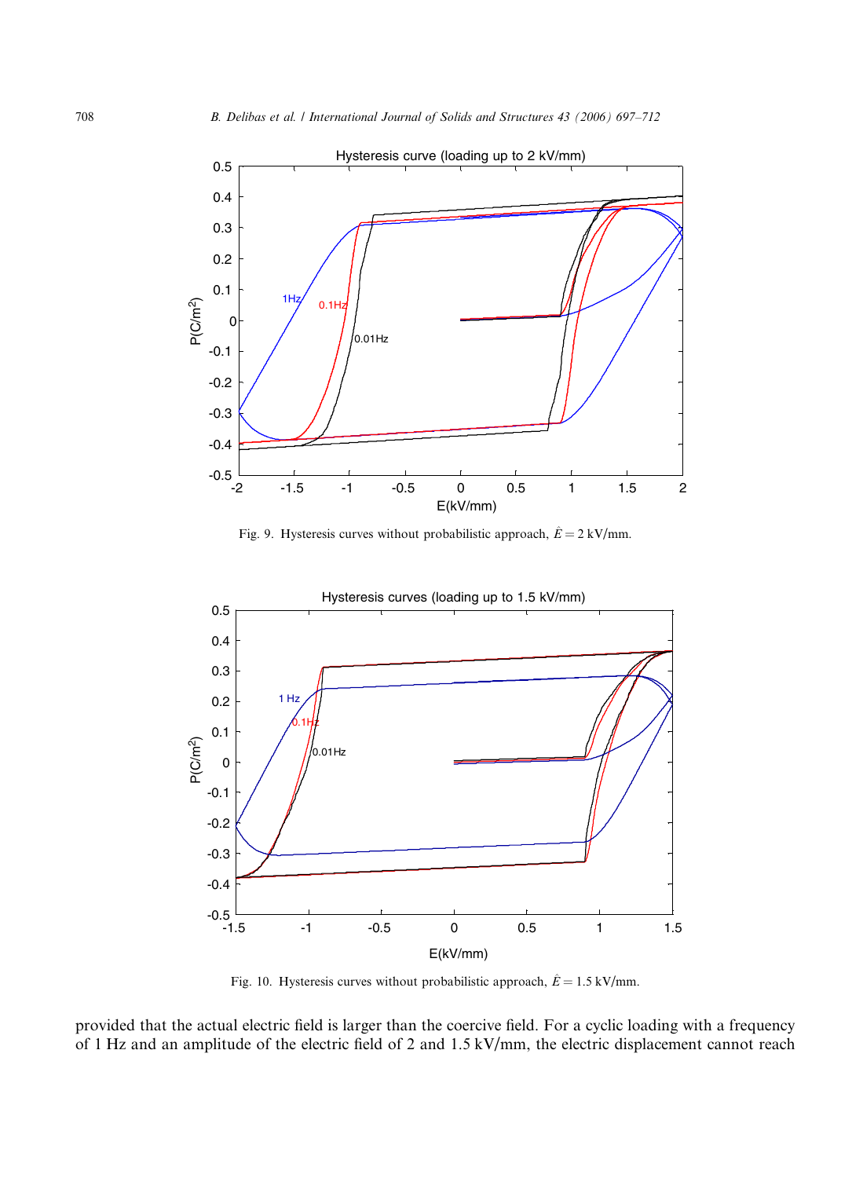Fig. 9. Hysteresis curves without probabilistic approach, $\hat{E} = 2$ kV/mm.

Fig. 10. Hysteresis curves without probabilistic approach, $\hat{E} = 1.5$ kV/mm.

provided that the actual electric field is larger than the coercive field. For a cyclic loading with a frequency of 1 Hz and an amplitude of the electric field of 2 and 1.5 kV/mm, the electric displacement cannot reach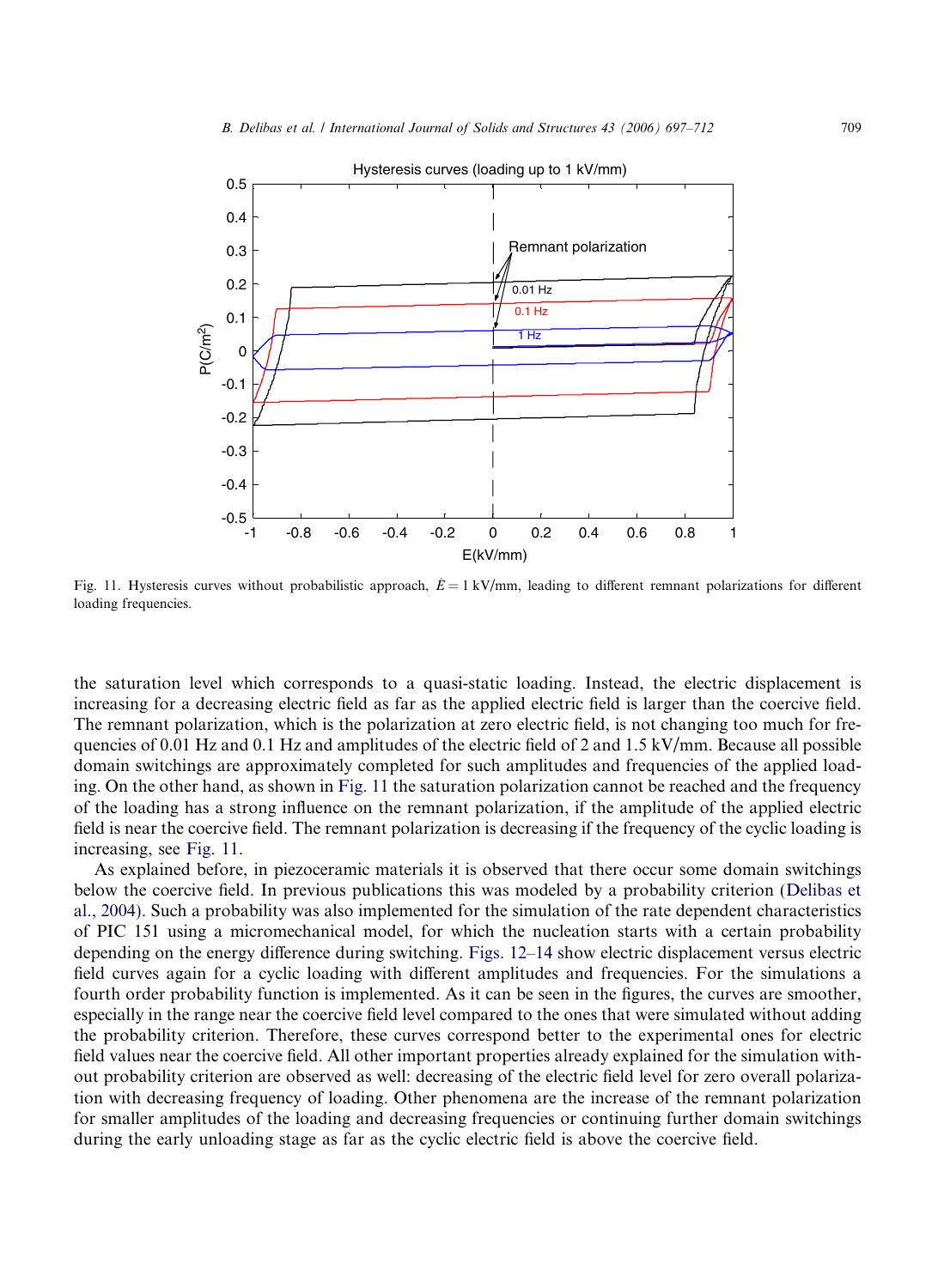Fig. 11. Hysteresis curves without probabilistic approach, $\hat{E} = 1$ kV/mm, leading to different remnant polarizations for different loading frequencies.

the saturation level which corresponds to a quasi-static loading. Instead, the electric displacement is increasing for a decreasing electric field as far as the applied electric field is larger than the coercive field. The remnant polarization, which is the polarization at zero electric field, is not changing too much for frequencies of 0.01 Hz and 0.1 Hz and amplitudes of the electric field of 2 and 1.5 kV/mm. Because all possible domain switchings are approximately completed for such amplitudes and frequencies of the applied loading. On the other hand, as shown in Fig. 11 the saturation polarization cannot be reached and the frequency of the loading has a strong influence on the remnant polarization, if the amplitude of the applied electric field is near the coercive field. The remnant polarization is decreasing if the frequency of the cyclic loading is increasing, see Fig. 11.

As explained before, in piezoceramic materials it is observed that there occur some domain switchings below the coercive field. In previous publications this was modeled by a probability criterion (Delibas et al., 2004). Such a probability was also implemented for the simulation of the rate dependent characteristics of PIC 151 using a micromechanical model, for which the nucleation starts with a certain probability depending on the energy difference during switching. Figs. 12–14 show electric displacement versus electric field curves again for a cyclic loading with different amplitudes and frequencies. For the simulations a fourth order probability function is implemented. As it can be seen in the figures, the curves are smoother, especially in the range near the coercive field level compared to the ones that were simulated without adding the probability criterion. Therefore, these curves correspond better to the experimental ones for electric field values near the coercive field. All other important properties already explained for the simulation without probability criterion are observed as well: decreasing of the electric field level for zero overall polarization with decreasing frequency of loading. Other phenomena are the increase of the remnant polarization for smaller amplitudes of the loading and decreasing frequencies or continuing further domain switchings during the early unloading stage as far as the cyclic electric field is above the coercive field.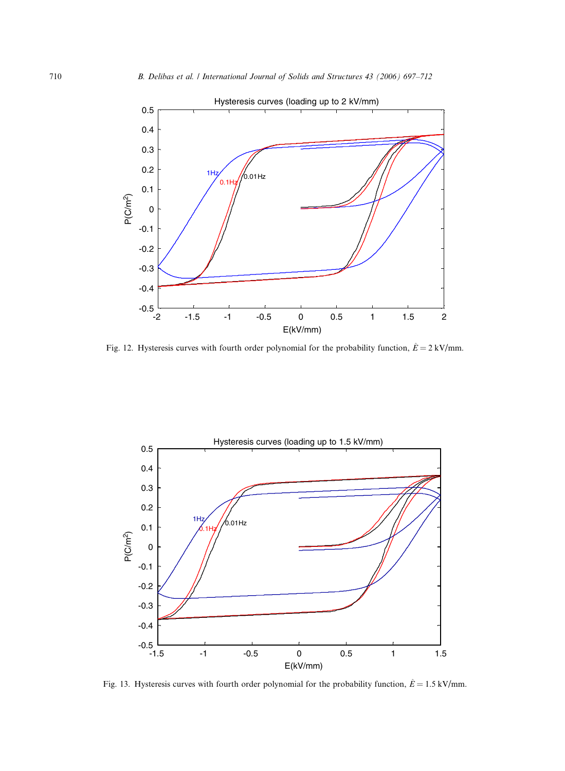Fig. 12. Hysteresis curves with fourth order polynomial for the probability function, $\hat{E} = 2$ kV/mm.

Fig. 13. Hysteresis curves with fourth order polynomial for the probability function, $\hat{E} = 1.5$ kV/mm.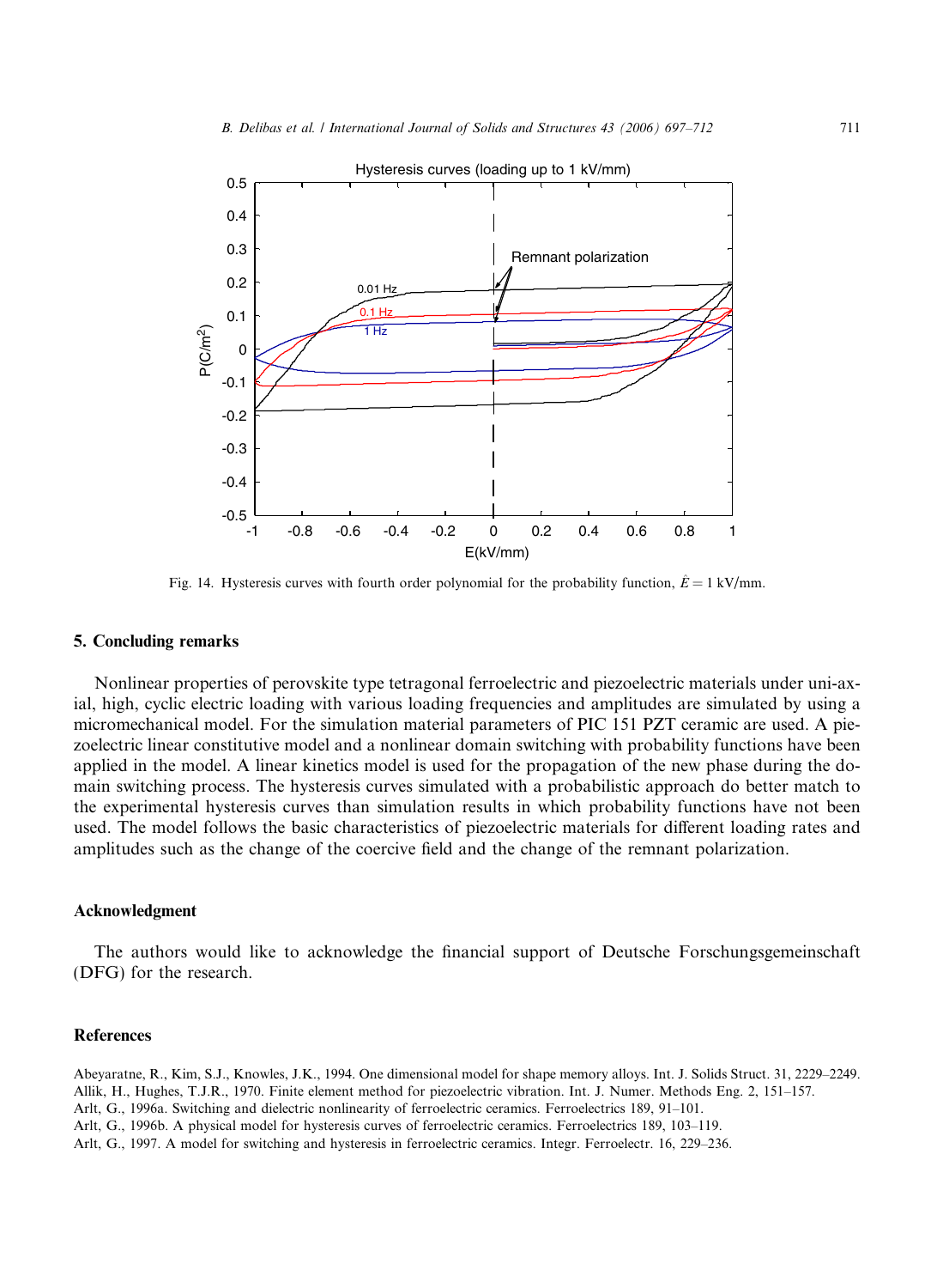Fig. 14. Hysteresis curves with fourth order polynomial for the probability function, $\hat{E} = 1$ kV/mm.

## 5. Concluding remarks

Nonlinear properties of perovskite type tetragonal ferroelectric and piezoelectric materials under uni-axial, high, cyclic electric loading with various loading frequencies and amplitudes are simulated by using a micromechanical model. For the simulation material parameters of PIC 151 PZT ceramic are used. A piezoelectric linear constitutive model and a nonlinear domain switching with probability functions have been applied in the model. A linear kinetics model is used for the propagation of the new phase during the domain switching process. The hysteresis curves simulated with a probabilistic approach do better match to the experimental hysteresis curves than simulation results in which probability functions have not been used. The model follows the basic characteristics of piezoelectric materials for different loading rates and amplitudes such as the change of the coercive field and the change of the remnant polarization.

## Acknowledgment

The authors would like to acknowledge the financial support of Deutsche Forschungsgemeinschaft (DFG) for the research.

## References

Abeyaratne, R., Kim, S.J., Knowles, J.K., 1994. One dimensional model for shape memory alloys. Int. J. Solids Struct. 31, 2229–2249.

Allik, H., Hughes, T.J.R., 1970. Finite element method for piezoelectric vibration. Int. J. Numer. Methods Eng. 2, 151–157.

Arlt, G., 1996a. Switching and dielectric nonlinearity of ferroelectric ceramics. Ferroelectrics 189, 91–101.

Arlt, G., 1996b. A physical model for hysteresis curves of ferroelectric ceramics. Ferroelectrics 189, 103–119.

Arlt, G., 1997. A model for switching and hysteresis in ferroelectric ceramics. Integr. Ferroelectr. 16, 229–236.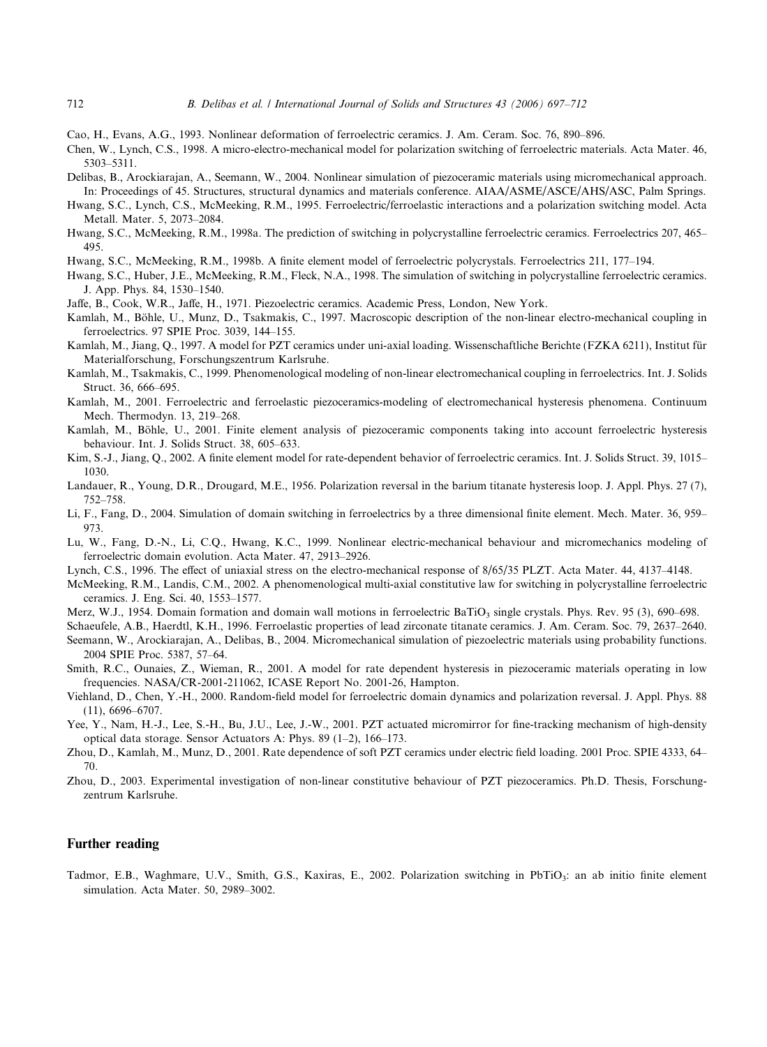Cao, H., Evans, A.G., 1993. Nonlinear deformation of ferroelectric ceramics. J. Am. Ceram. Soc. 76, 890–896.

Chen, W., Lynch, C.S., 1998. A micro-electro-mechanical model for polarization switching of ferroelectric materials. Acta Mater. 46, 5303–5311.

Delibas, B., Arockiarajan, A., Seemann, W., 2004. Nonlinear simulation of piezoceramic materials using micromechanical approach. In: Proceedings of 45. Structures, structural dynamics and materials conference. AIAA/ASME/ASCE/AHS/ASC, Palm Springs.

Hwang, S.C., Lynch, C.S., McMeeking, R.M., 1995. Ferroelectric/ferroelastic interactions and a polarization switching model. Acta Metall. Mater. 5, 2073–2084.

Hwang, S.C., McMeeking, R.M., 1998a. The prediction of switching in polycrystalline ferroelectric ceramics. Ferroelectrics 207, 465–495.

Hwang, S.C., McMeeking, R.M., 1998b. A finite element model of ferroelectric polycrystals. Ferroelectrics 211, 177–194.

Hwang, S.C., Huber, J.E., McMeeking, R.M., Fleck, N.A., 1998. The simulation of switching in polycrystalline ferroelectric ceramics. J. App. Phys. 84, 1530–1540.

Jaffe, B., Cook, W.R., Jaffe, H., 1971. Piezoelectric ceramics. Academic Press, London, New York.

Kamlah, M., Böhle, U., Munz, D., Tsakmakis, C., 1997. Macroscopic description of the non-linear electro-mechanical coupling in ferroelectrics. 97 SPIE Proc. 3039, 144–155.

Kamlah, M., Jiang, Q., 1997. A model for PZT ceramics under uni-axial loading. Wissenschaftliche Berichte (FZKA 6211), Institut für Materialforschung, Forschungszentrum Karlsruhe.

Kamlah, M., Tsakmakis, C., 1999. Phenomenological modeling of non-linear electromechanical coupling in ferroelectrics. Int. J. Solids Struct. 36, 666–695.

Kamlah, M., 2001. Ferroelectric and ferroelastic piezoceramics-modeling of electromechanical hysteresis phenomena. Continuum Mech. Thermodyn. 13, 219–268.

Kamlah, M., Böhle, U., 2001. Finite element analysis of piezoceramic components taking into account ferroelectric hysteresis behaviour. Int. J. Solids Struct. 38, 605–633.

Kim, S.-J., Jiang, Q., 2002. A finite element model for rate-dependent behavior of ferroelectric ceramics. Int. J. Solids Struct. 39, 1015–1030.

Landauer, R., Young, D.R., Drougard, M.E., 1956. Polarization reversal in the barium titanate hysteresis loop. J. Appl. Phys. 27 (7), 752–758.

Li, F., Fang, D., 2004. Simulation of domain switching in ferroelectrics by a three dimensional finite element. Mech. Mater. 36, 959–973.

Lu, W., Fang, D.-N., Li, C.Q., Hwang, K.C., 1999. Nonlinear electric-mechanical behaviour and micromechanics modeling of ferroelectric domain evolution. Acta Mater. 47, 2913–2926.

Lynch, C.S., 1996. The effect of uniaxial stress on the electro-mechanical response of 8/65/35 PLZT. Acta Mater. 44, 4137–4148.

McMeeking, R.M., Landis, C.M., 2002. A phenomenological multi-axial constitutive law for switching in polycrystalline ferroelectric ceramics. J. Eng. Sci. 40, 1553–1577.

Merz, W.J., 1954. Domain formation and domain wall motions in ferroelectric $BaTiO_3$ single crystals. Phys. Rev. 95 (3), 690–698.

Schaeufele, A.B., Haerdtl, K.H., 1996. Ferroelastic properties of lead zirconate titanate ceramics. J. Am. Ceram. Soc. 79, 2637–2640.

Seemann, W., Arockiarajan, A., Delibas, B., 2004. Micromechanical simulation of piezoelectric materials using probability functions. 2004 SPIE Proc. 5387, 57–64.

Smith, R.C., Ounaies, Z., Wieman, R., 2001. A model for rate dependent hysteresis in piezoceramic materials operating in low frequencies. NASA/CR-2001-211062, ICASE Report No. 2001-26, Hampton.

Viehland, D., Chen, Y.-H., 2000. Random-field model for ferroelectric domain dynamics and polarization reversal. J. Appl. Phys. 88 (11), 6696–6707.

Yee, Y., Nam, H.-J., Lee, S.-H., Bu, J.U., Lee, J.-W., 2001. PZT actuated micromirror for fine-tracking mechanism of high-density optical data storage. Sensor Actuators A: Phys. 89 (1–2), 166–173.

Zhou, D., Kamlah, M., Munz, D., 2001. Rate dependence of soft PZT ceramics under electric field loading. 2001 Proc. SPIE 4333, 64–70.

Zhou, D., 2003. Experimental investigation of non-linear constitutive behaviour of PZT piezoceramics. Ph.D. Thesis, Forschungzentrum Karlsruhe.

## Further reading

Tadmor, E.B., Waghmare, U.V., Smith, G.S., Kaxiras, E., 2002. Polarization switching in $PbTiO_3$: an ab initio finite element simulation. Acta Mater. 50, 2989–3002.